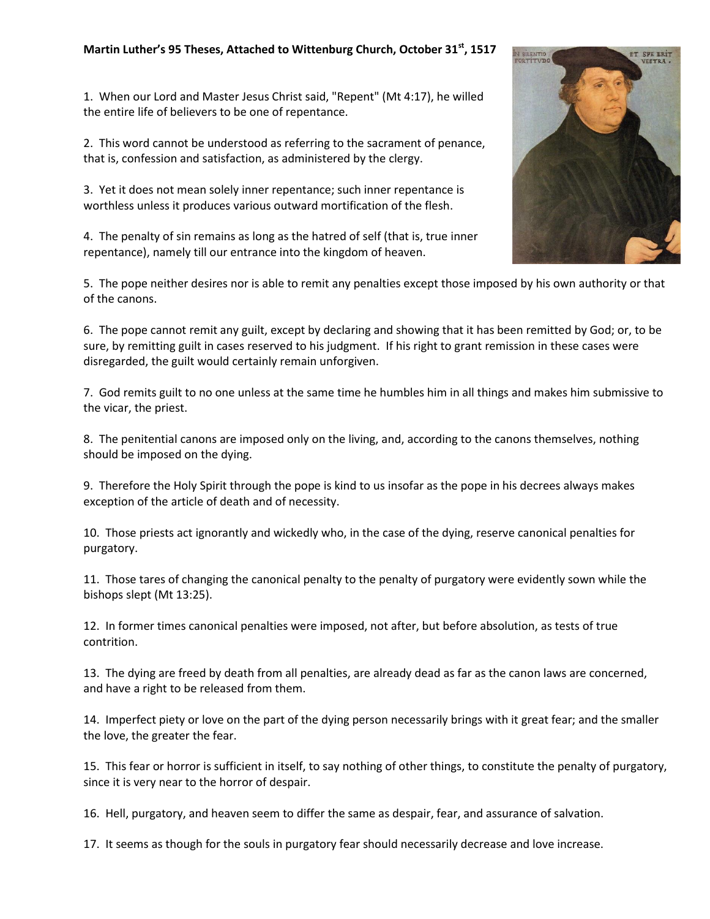**Martin Luther's 95 Theses, Attached to Wittenburg Church, October 31st, 1517**

1. When our Lord and Master Jesus Christ said, "Repent" (Mt 4:17), he willed the entire life of believers to be one of repentance.

2. This word cannot be understood as referring to the sacrament of penance, that is, confession and satisfaction, as administered by the clergy.

3. Yet it does not mean solely inner repentance; such inner repentance is worthless unless it produces various outward mortification of the flesh.

4. The penalty of sin remains as long as the hatred of self (that is, true inner repentance), namely till our entrance into the kingdom of heaven.

5. The pope neither desires nor is able to remit any penalties except those imposed by his own authority or that of the canons.

6. The pope cannot remit any guilt, except by declaring and showing that it has been remitted by God; or, to be sure, by remitting guilt in cases reserved to his judgment. If his right to grant remission in these cases were disregarded, the guilt would certainly remain unforgiven.

7. God remits guilt to no one unless at the same time he humbles him in all things and makes him submissive to the vicar, the priest.

8. The penitential canons are imposed only on the living, and, according to the canons themselves, nothing should be imposed on the dying.

9. Therefore the Holy Spirit through the pope is kind to us insofar as the pope in his decrees always makes exception of the article of death and of necessity.

10. Those priests act ignorantly and wickedly who, in the case of the dying, reserve canonical penalties for purgatory.

11. Those tares of changing the canonical penalty to the penalty of purgatory were evidently sown while the bishops slept (Mt 13:25).

12. In former times canonical penalties were imposed, not after, but before absolution, as tests of true contrition.

13. The dying are freed by death from all penalties, are already dead as far as the canon laws are concerned, and have a right to be released from them.

14. Imperfect piety or love on the part of the dying person necessarily brings with it great fear; and the smaller the love, the greater the fear.

15. This fear or horror is sufficient in itself, to say nothing of other things, to constitute the penalty of purgatory, since it is very near to the horror of despair.

16. Hell, purgatory, and heaven seem to differ the same as despair, fear, and assurance of salvation.

17. It seems as though for the souls in purgatory fear should necessarily decrease and love increase.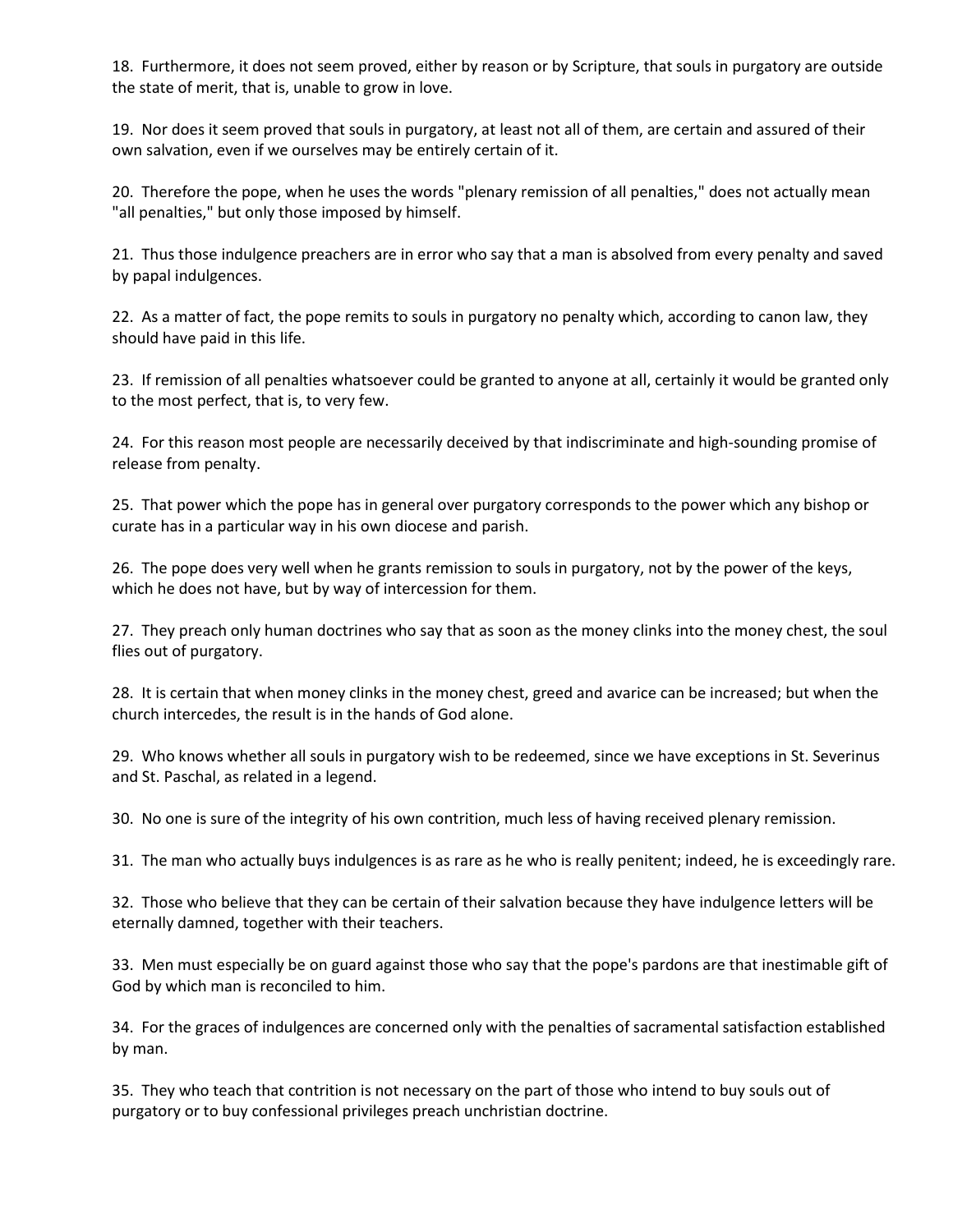18. Furthermore, it does not seem proved, either by reason or by Scripture, that souls in purgatory are outside the state of merit, that is, unable to grow in love.

19. Nor does it seem proved that souls in purgatory, at least not all of them, are certain and assured of their own salvation, even if we ourselves may be entirely certain of it.

20. Therefore the pope, when he uses the words "plenary remission of all penalties," does not actually mean "all penalties," but only those imposed by himself.

21. Thus those indulgence preachers are in error who say that a man is absolved from every penalty and saved by papal indulgences.

22. As a matter of fact, the pope remits to souls in purgatory no penalty which, according to canon law, they should have paid in this life.

23. If remission of all penalties whatsoever could be granted to anyone at all, certainly it would be granted only to the most perfect, that is, to very few.

24. For this reason most people are necessarily deceived by that indiscriminate and high-sounding promise of release from penalty.

25. That power which the pope has in general over purgatory corresponds to the power which any bishop or curate has in a particular way in his own diocese and parish.

26. The pope does very well when he grants remission to souls in purgatory, not by the power of the keys, which he does not have, but by way of intercession for them.

27. They preach only human doctrines who say that as soon as the money clinks into the money chest, the soul flies out of purgatory.

28. It is certain that when money clinks in the money chest, greed and avarice can be increased; but when the church intercedes, the result is in the hands of God alone.

29. Who knows whether all souls in purgatory wish to be redeemed, since we have exceptions in St. Severinus and St. Paschal, as related in a legend.

30. No one is sure of the integrity of his own contrition, much less of having received plenary remission.

31. The man who actually buys indulgences is as rare as he who is really penitent; indeed, he is exceedingly rare.

32. Those who believe that they can be certain of their salvation because they have indulgence letters will be eternally damned, together with their teachers.

33. Men must especially be on guard against those who say that the pope's pardons are that inestimable gift of God by which man is reconciled to him.

34. For the graces of indulgences are concerned only with the penalties of sacramental satisfaction established by man.

35. They who teach that contrition is not necessary on the part of those who intend to buy souls out of purgatory or to buy confessional privileges preach unchristian doctrine.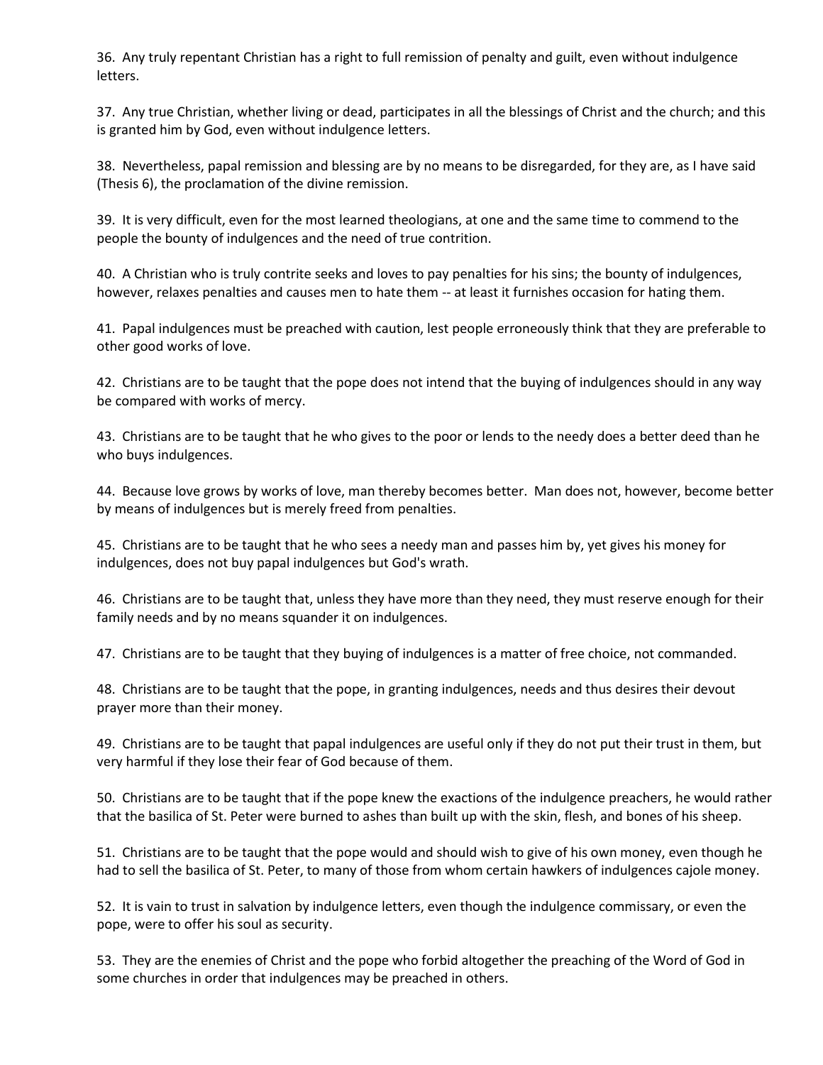36. Any truly repentant Christian has a right to full remission of penalty and guilt, even without indulgence letters.

37. Any true Christian, whether living or dead, participates in all the blessings of Christ and the church; and this is granted him by God, even without indulgence letters.

38. Nevertheless, papal remission and blessing are by no means to be disregarded, for they are, as I have said (Thesis 6), the proclamation of the divine remission.

39. It is very difficult, even for the most learned theologians, at one and the same time to commend to the people the bounty of indulgences and the need of true contrition.

40. A Christian who is truly contrite seeks and loves to pay penalties for his sins; the bounty of indulgences, however, relaxes penalties and causes men to hate them -- at least it furnishes occasion for hating them.

41. Papal indulgences must be preached with caution, lest people erroneously think that they are preferable to other good works of love.

42. Christians are to be taught that the pope does not intend that the buying of indulgences should in any way be compared with works of mercy.

43. Christians are to be taught that he who gives to the poor or lends to the needy does a better deed than he who buys indulgences.

44. Because love grows by works of love, man thereby becomes better. Man does not, however, become better by means of indulgences but is merely freed from penalties.

45. Christians are to be taught that he who sees a needy man and passes him by, yet gives his money for indulgences, does not buy papal indulgences but God's wrath.

46. Christians are to be taught that, unless they have more than they need, they must reserve enough for their family needs and by no means squander it on indulgences.

47. Christians are to be taught that they buying of indulgences is a matter of free choice, not commanded.

48. Christians are to be taught that the pope, in granting indulgences, needs and thus desires their devout prayer more than their money.

49. Christians are to be taught that papal indulgences are useful only if they do not put their trust in them, but very harmful if they lose their fear of God because of them.

50. Christians are to be taught that if the pope knew the exactions of the indulgence preachers, he would rather that the basilica of St. Peter were burned to ashes than built up with the skin, flesh, and bones of his sheep.

51. Christians are to be taught that the pope would and should wish to give of his own money, even though he had to sell the basilica of St. Peter, to many of those from whom certain hawkers of indulgences cajole money.

52. It is vain to trust in salvation by indulgence letters, even though the indulgence commissary, or even the pope, were to offer his soul as security.

53. They are the enemies of Christ and the pope who forbid altogether the preaching of the Word of God in some churches in order that indulgences may be preached in others.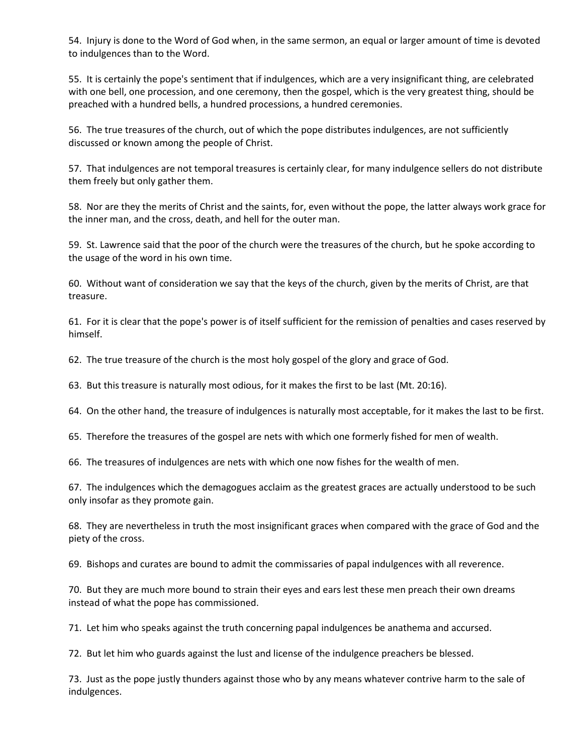54. Injury is done to the Word of God when, in the same sermon, an equal or larger amount of time is devoted to indulgences than to the Word.

55. It is certainly the pope's sentiment that if indulgences, which are a very insignificant thing, are celebrated with one bell, one procession, and one ceremony, then the gospel, which is the very greatest thing, should be preached with a hundred bells, a hundred processions, a hundred ceremonies.

56. The true treasures of the church, out of which the pope distributes indulgences, are not sufficiently discussed or known among the people of Christ.

57. That indulgences are not temporal treasures is certainly clear, for many indulgence sellers do not distribute them freely but only gather them.

58. Nor are they the merits of Christ and the saints, for, even without the pope, the latter always work grace for the inner man, and the cross, death, and hell for the outer man.

59. St. Lawrence said that the poor of the church were the treasures of the church, but he spoke according to the usage of the word in his own time.

60. Without want of consideration we say that the keys of the church, given by the merits of Christ, are that treasure.

61. For it is clear that the pope's power is of itself sufficient for the remission of penalties and cases reserved by himself.

62. The true treasure of the church is the most holy gospel of the glory and grace of God.

63. But this treasure is naturally most odious, for it makes the first to be last (Mt. 20:16).

64. On the other hand, the treasure of indulgences is naturally most acceptable, for it makes the last to be first.

65. Therefore the treasures of the gospel are nets with which one formerly fished for men of wealth.

66. The treasures of indulgences are nets with which one now fishes for the wealth of men.

67. The indulgences which the demagogues acclaim as the greatest graces are actually understood to be such only insofar as they promote gain.

68. They are nevertheless in truth the most insignificant graces when compared with the grace of God and the piety of the cross.

69. Bishops and curates are bound to admit the commissaries of papal indulgences with all reverence.

70. But they are much more bound to strain their eyes and ears lest these men preach their own dreams instead of what the pope has commissioned.

71. Let him who speaks against the truth concerning papal indulgences be anathema and accursed.

72. But let him who guards against the lust and license of the indulgence preachers be blessed.

73. Just as the pope justly thunders against those who by any means whatever contrive harm to the sale of indulgences.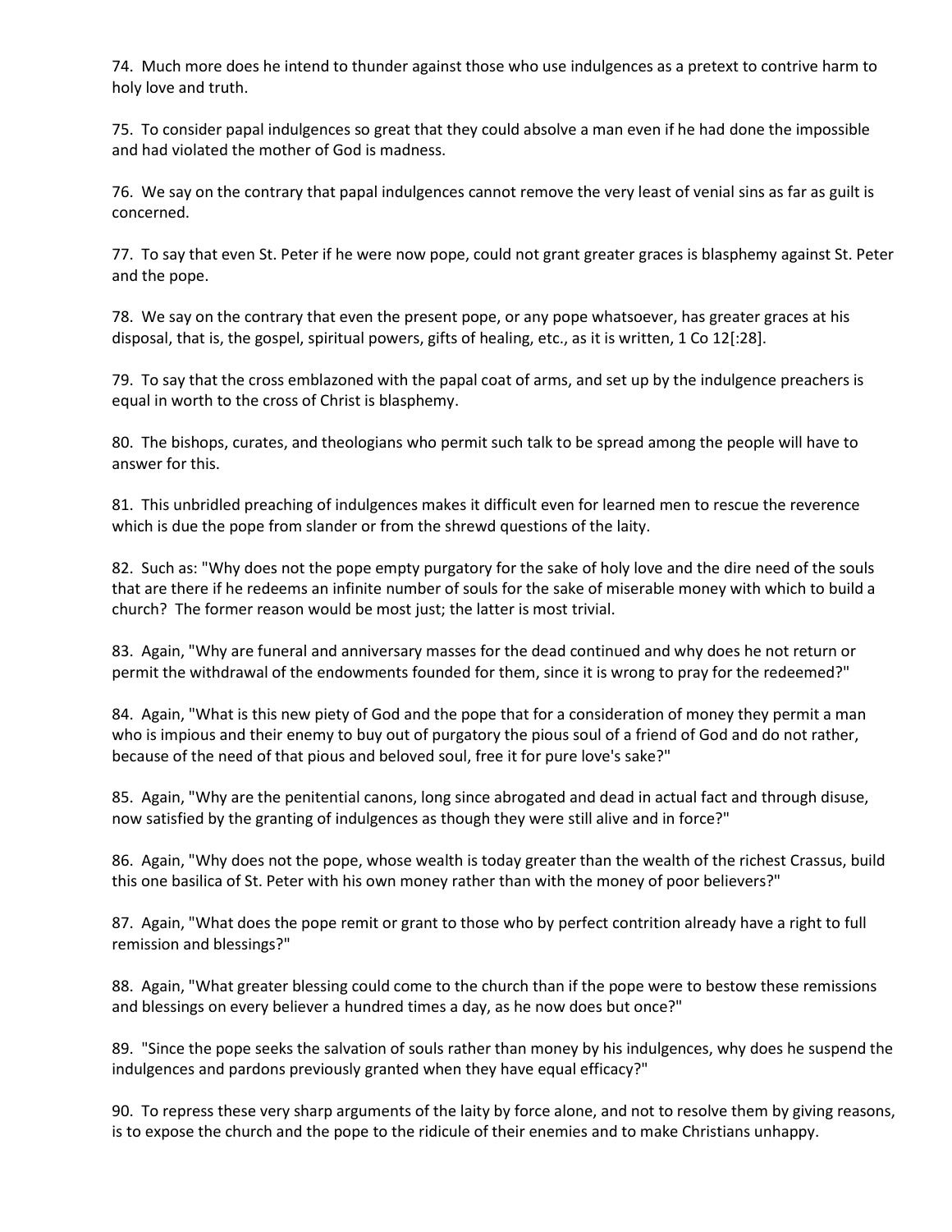74. Much more does he intend to thunder against those who use indulgences as a pretext to contrive harm to holy love and truth.

75. To consider papal indulgences so great that they could absolve a man even if he had done the impossible and had violated the mother of God is madness.

76. We say on the contrary that papal indulgences cannot remove the very least of venial sins as far as guilt is concerned.

77. To say that even St. Peter if he were now pope, could not grant greater graces is blasphemy against St. Peter and the pope.

78. We say on the contrary that even the present pope, or any pope whatsoever, has greater graces at his disposal, that is, the gospel, spiritual powers, gifts of healing, etc., as it is written, 1 Co 12[:28].

79. To say that the cross emblazoned with the papal coat of arms, and set up by the indulgence preachers is equal in worth to the cross of Christ is blasphemy.

80. The bishops, curates, and theologians who permit such talk to be spread among the people will have to answer for this.

81. This unbridled preaching of indulgences makes it difficult even for learned men to rescue the reverence which is due the pope from slander or from the shrewd questions of the laity.

82. Such as: "Why does not the pope empty purgatory for the sake of holy love and the dire need of the souls that are there if he redeems an infinite number of souls for the sake of miserable money with which to build a church? The former reason would be most just; the latter is most trivial.

83. Again, "Why are funeral and anniversary masses for the dead continued and why does he not return or permit the withdrawal of the endowments founded for them, since it is wrong to pray for the redeemed?"

84. Again, "What is this new piety of God and the pope that for a consideration of money they permit a man who is impious and their enemy to buy out of purgatory the pious soul of a friend of God and do not rather, because of the need of that pious and beloved soul, free it for pure love's sake?"

85. Again, "Why are the penitential canons, long since abrogated and dead in actual fact and through disuse, now satisfied by the granting of indulgences as though they were still alive and in force?"

86. Again, "Why does not the pope, whose wealth is today greater than the wealth of the richest Crassus, build this one basilica of St. Peter with his own money rather than with the money of poor believers?"

87. Again, "What does the pope remit or grant to those who by perfect contrition already have a right to full remission and blessings?"

88. Again, "What greater blessing could come to the church than if the pope were to bestow these remissions and blessings on every believer a hundred times a day, as he now does but once?"

89. "Since the pope seeks the salvation of souls rather than money by his indulgences, why does he suspend the indulgences and pardons previously granted when they have equal efficacy?"

90. To repress these very sharp arguments of the laity by force alone, and not to resolve them by giving reasons, is to expose the church and the pope to the ridicule of their enemies and to make Christians unhappy.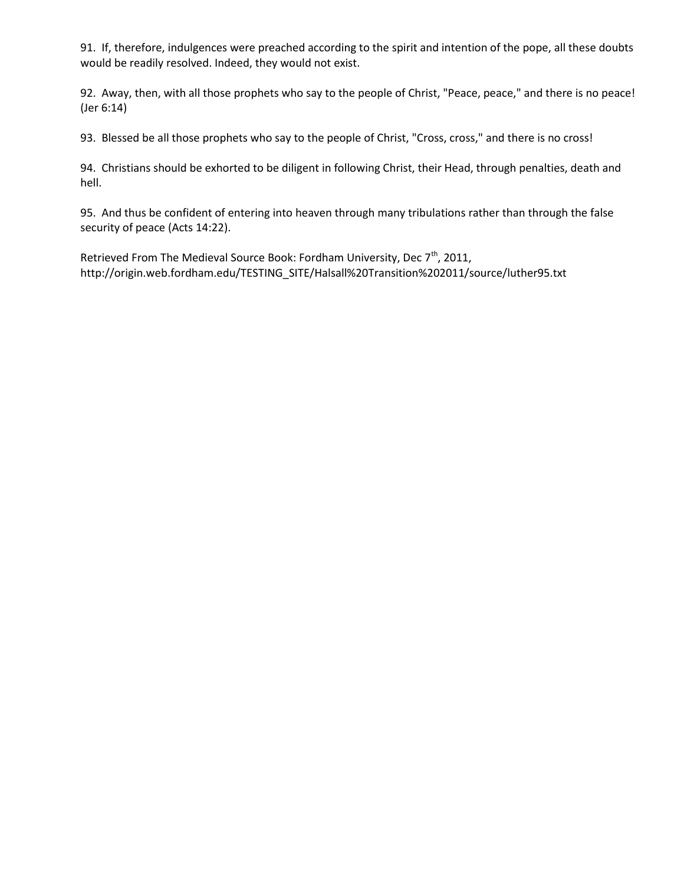91. If, therefore, indulgences were preached according to the spirit and intention of the pope, all these doubts would be readily resolved. Indeed, they would not exist.

92. Away, then, with all those prophets who say to the people of Christ, "Peace, peace," and there is no peace! (Jer 6:14)

93. Blessed be all those prophets who say to the people of Christ, "Cross, cross," and there is no cross!

94. Christians should be exhorted to be diligent in following Christ, their Head, through penalties, death and hell.

95. And thus be confident of entering into heaven through many tribulations rather than through the false security of peace (Acts 14:22).

Retrieved From The Medieval Source Book: Fordham University, Dec 7th, 2011, http://origin.web.fordham.edu/TESTING_SITE/Halsall%20Transition%202011/source/luther95.txt